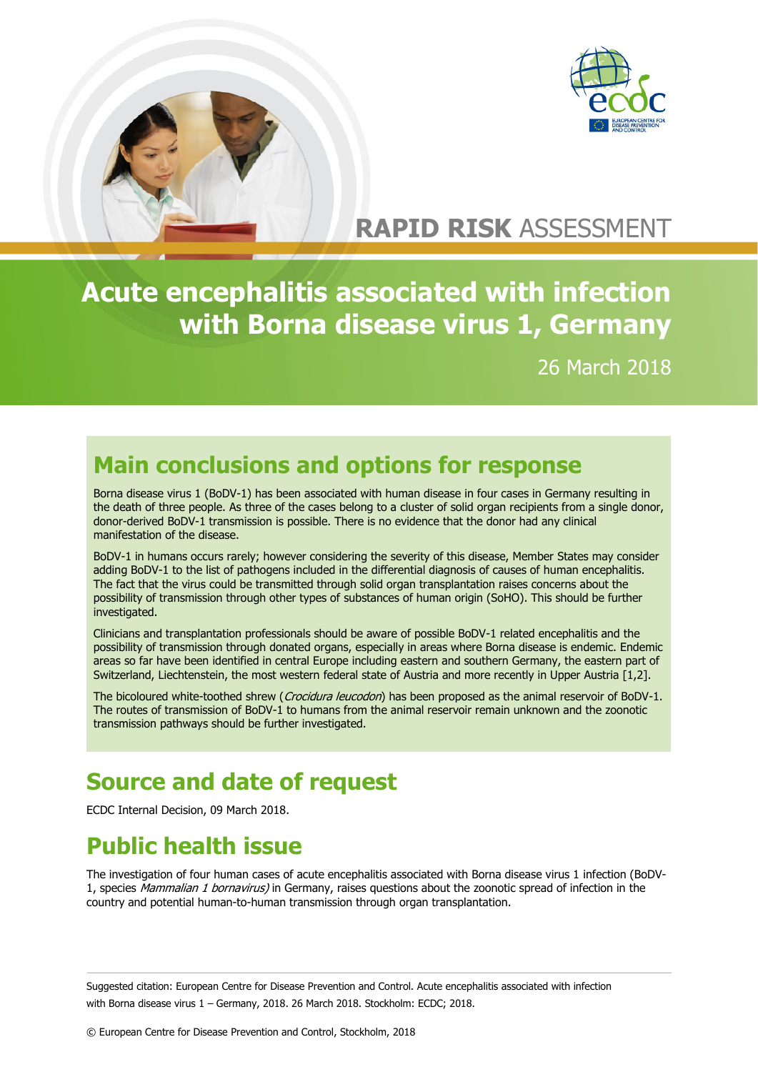RAPID RISK ASSESSMENT

# Acute encephalitis associated with infection with Borna disease virus 1, Germany

26 March 2018

## Main conclusions and options for response

Borna disease virus 1 (BoDV-1) has been associated with human disease in four cases in Germany resulting in the death of three people. As three of the cases belong to a cluster of solid organ recipients from a single donor, donor-derived BoDV-1 transmission is possible. There is no evidence that the donor had any clinical manifestation of the disease.

BoDV-1 in humans occurs rarely; however considering the severity of this disease, Member States may consider adding BoDV-1 to the list of pathogens included in the differential diagnosis of causes of human encephalitis. The fact that the virus could be transmitted through solid organ transplantation raises concerns about the possibility of transmission through other types of substances of human origin (SoHO). This should be further investigated.

Clinicians and transplantation professionals should be aware of possible BoDV-1 related encephalitis and the possibility of transmission through donated organs, especially in areas where Borna disease is endemic. Endemic areas so far have been identified in central Europe including eastern and southern Germany, the eastern part of Switzerland, Liechtenstein, the most western federal state of Austria and more recently in Upper Austria [1,2].

The bicoloured white-toothed shrew (*Crocidura leucodon*) has been proposed as the animal reservoir of BoDV-1. The routes of transmission of BoDV-1 to humans from the animal reservoir remain unknown and the zoonotic transmission pathways should be further investigated.

## Source and date of request

ECDC Internal Decision, 09 March 2018.

## Public health issue

The investigation of four human cases of acute encephalitis associated with Borna disease virus 1 infection (BoDV-1, species *Mammalian 1 bornavirus)* in Germany, raises questions about the zoonotic spread of infection in the country and potential human-to-human transmission through organ transplantation.

Suggested citation: European Centre for Disease Prevention and Control. Acute encephalitis associated with infection with Borna disease virus 1 – Germany, 2018. 26 March 2018. Stockholm: ECDC; 2018.

© European Centre for Disease Prevention and Control, Stockholm, 2018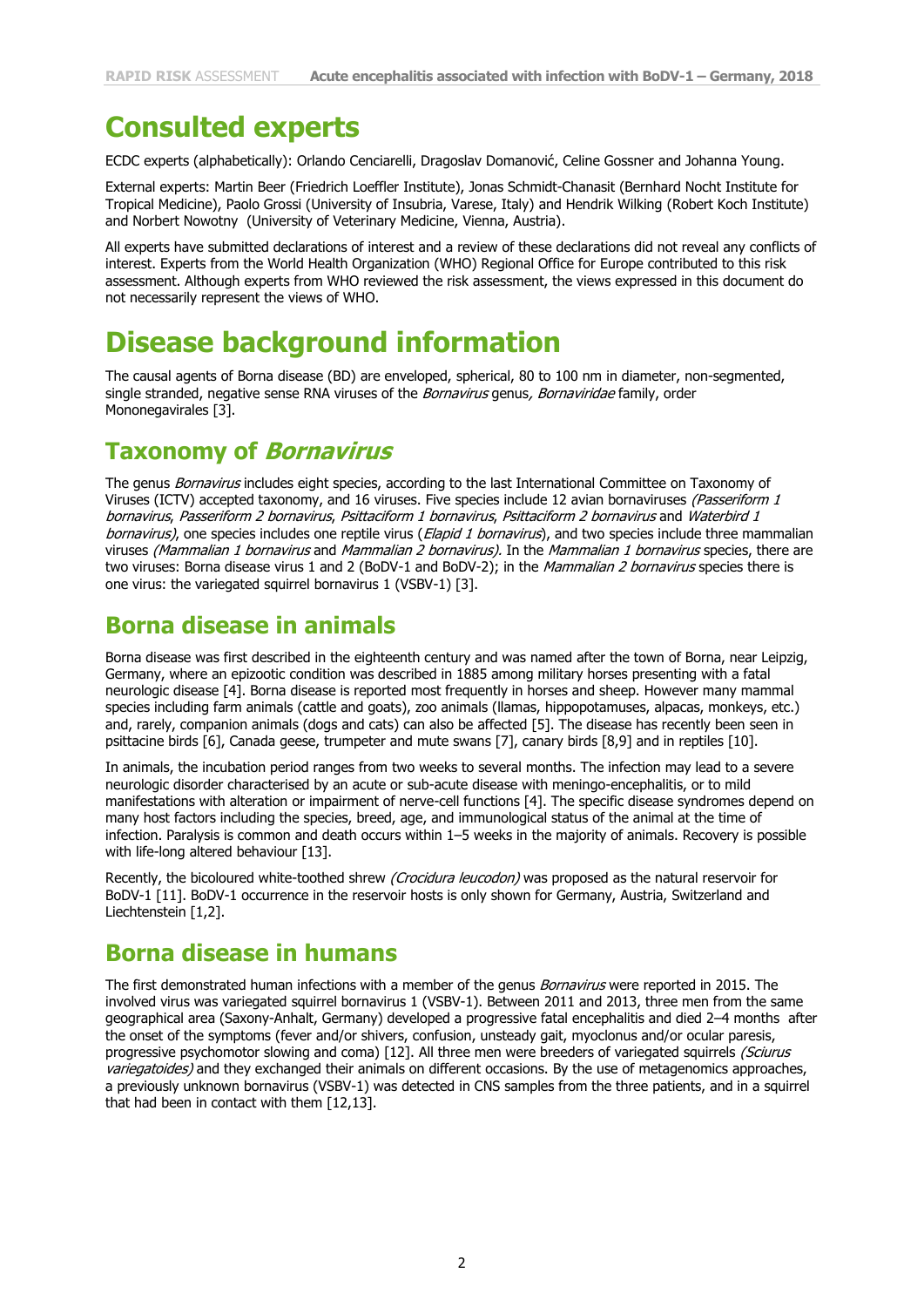# Consulted experts

ECDC experts (alphabetically): Orlando Cenciarelli, Dragoslav Domanović, Celine Gossner and Johanna Young.

External experts: Martin Beer (Friedrich Loeffler Institute), Jonas Schmidt-Chanasit (Bernhard Nocht Institute for Tropical Medicine), Paolo Grossi (University of Insubria, Varese, Italy) and Hendrik Wilking (Robert Koch Institute) and Norbert Nowotny (University of Veterinary Medicine, Vienna, Austria).

All experts have submitted declarations of interest and a review of these declarations did not reveal any conflicts of interest. Experts from the World Health Organization (WHO) Regional Office for Europe contributed to this risk assessment. Although experts from WHO reviewed the risk assessment, the views expressed in this document do not necessarily represent the views of WHO.

# Disease background information

The causal agents of Borna disease (BD) are enveloped, spherical, 80 to 100 nm in diameter, non-segmented, single stranded, negative sense RNA viruses of the *Bornavirus* genus*, Bornaviridae* family, order Mononegavirales [3].

## Taxonomy of *Bornavirus*

The genus *Bornavirus* includes eight species, according to the last International Committee on Taxonomy of Viruses (ICTV) accepted taxonomy, and 16 viruses. Five species include 12 avian bornaviruses *(Passeriform 1 bornavirus*, *Passeriform 2 bornavirus*, *Psittaciform 1 bornavirus*, *Psittaciform 2 bornavirus* and *Waterbird 1 bornavirus)*, one species includes one reptile virus (*Elapid 1 bornavirus*), and two species include three mammalian viruses *(Mammalian 1 bornavirus* and *Mammalian 2 bornavirus).* In the *Mammalian 1 bornavirus* species, there are two viruses: Borna disease virus 1 and 2 (BoDV-1 and BoDV-2); in the *Mammalian 2 bornavirus* species there is one virus: the variegated squirrel bornavirus 1 (VSBV-1) [3].

## Borna disease in animals

Borna disease was first described in the eighteenth century and was named after the town of Borna, near Leipzig, Germany, where an epizootic condition was described in 1885 among military horses presenting with a fatal neurologic disease [4]. Borna disease is reported most frequently in horses and sheep. However many mammal species including farm animals (cattle and goats), zoo animals (llamas, hippopotamuses, alpacas, monkeys, etc.) and, rarely, companion animals (dogs and cats) can also be affected [5]. The disease has recently been seen in psittacine birds [6], Canada geese, trumpeter and mute swans [7], canary birds [8,9] and in reptiles [10].

In animals, the incubation period ranges from two weeks to several months. The infection may lead to a severe neurologic disorder characterised by an acute or sub-acute disease with meningo-encephalitis, or to mild manifestations with alteration or impairment of nerve-cell functions [4]. The specific disease syndromes depend on many host factors including the species, breed, age, and immunological status of the animal at the time of infection. Paralysis is common and death occurs within 1–5 weeks in the majority of animals. Recovery is possible with life-long altered behaviour [13].

Recently, the bicoloured white-toothed shrew *(Crocidura leucodon)* was proposed as the natural reservoir for BoDV-1 [11]. BoDV-1 occurrence in the reservoir hosts is only shown for Germany, Austria, Switzerland and Liechtenstein [1,2].

## Borna disease in humans

The first demonstrated human infections with a member of the genus *Bornavirus* were reported in 2015. The involved virus was variegated squirrel bornavirus 1 (VSBV-1). Between 2011 and 2013, three men from the same geographical area (Saxony-Anhalt, Germany) developed a progressive fatal encephalitis and died 2–4 months after the onset of the symptoms (fever and/or shivers, confusion, unsteady gait, myoclonus and/or ocular paresis, progressive psychomotor slowing and coma) [12]. All three men were breeders of variegated squirrels *(Sciurus variegatoides)* and they exchanged their animals on different occasions. By the use of metagenomics approaches, a previously unknown bornavirus (VSBV-1) was detected in CNS samples from the three patients, and in a squirrel that had been in contact with them [12,13].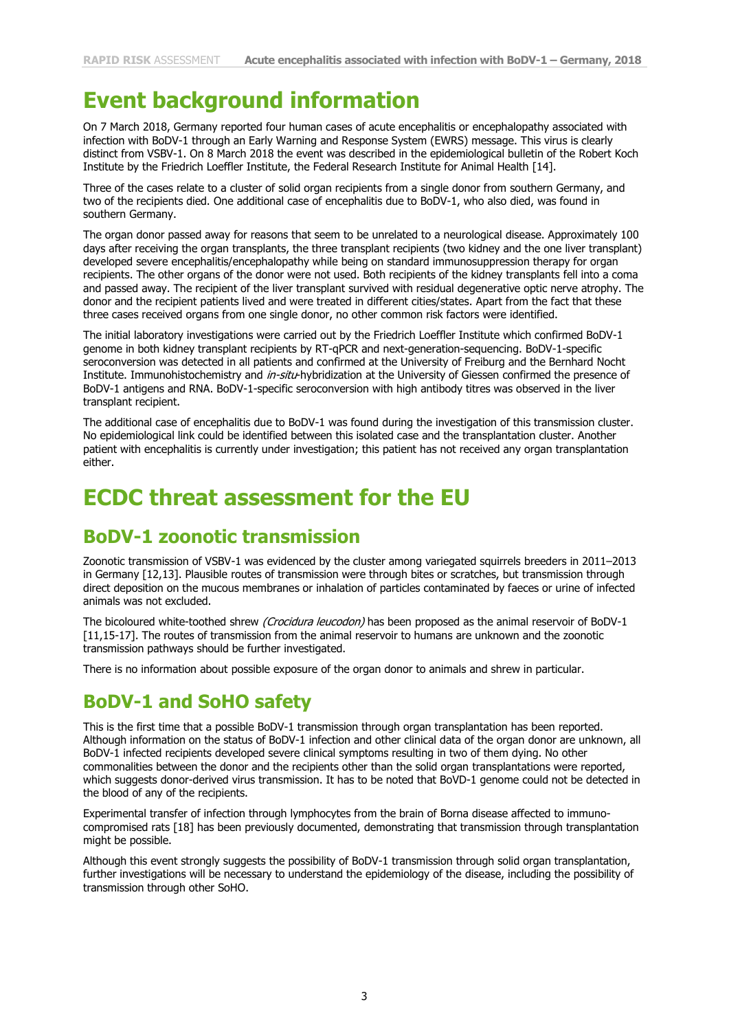# Event background information

On 7 March 2018, Germany reported four human cases of acute encephalitis or encephalopathy associated with infection with BoDV-1 through an Early Warning and Response System (EWRS) message. This virus is clearly distinct from VSBV-1. On 8 March 2018 the event was described in the epidemiological bulletin of the Robert Koch Institute by the Friedrich Loeffler Institute, the Federal Research Institute for Animal Health [14].

Three of the cases relate to a cluster of solid organ recipients from a single donor from southern Germany, and two of the recipients died. One additional case of encephalitis due to BoDV-1, who also died, was found in southern Germany.

The organ donor passed away for reasons that seem to be unrelated to a neurological disease. Approximately 100 days after receiving the organ transplants, the three transplant recipients (two kidney and the one liver transplant) developed severe encephalitis/encephalopathy while being on standard immunosuppression therapy for organ recipients. The other organs of the donor were not used. Both recipients of the kidney transplants fell into a coma and passed away. The recipient of the liver transplant survived with residual degenerative optic nerve atrophy. The donor and the recipient patients lived and were treated in different cities/states. Apart from the fact that these three cases received organs from one single donor, no other common risk factors were identified.

The initial laboratory investigations were carried out by the Friedrich Loeffler Institute which confirmed BoDV-1 genome in both kidney transplant recipients by RT-qPCR and next-generation-sequencing. BoDV-1-specific seroconversion was detected in all patients and confirmed at the University of Freiburg and the Bernhard Nocht Institute. Immunohistochemistry and *in-situ*-hybridization at the University of Giessen confirmed the presence of BoDV-1 antigens and RNA. BoDV-1-specific seroconversion with high antibody titres was observed in the liver transplant recipient.

The additional case of encephalitis due to BoDV-1 was found during the investigation of this transmission cluster. No epidemiological link could be identified between this isolated case and the transplantation cluster. Another patient with encephalitis is currently under investigation; this patient has not received any organ transplantation either.

# ECDC threat assessment for the EU

## BoDV-1 zoonotic transmission

Zoonotic transmission of VSBV-1 was evidenced by the cluster among variegated squirrels breeders in 2011–2013 in Germany [12,13]. Plausible routes of transmission were through bites or scratches, but transmission through direct deposition on the mucous membranes or inhalation of particles contaminated by faeces or urine of infected animals was not excluded.

The bicoloured white-toothed shrew *(Crocidura leucodon)* has been proposed as the animal reservoir of BoDV-1 [11,15-17]. The routes of transmission from the animal reservoir to humans are unknown and the zoonotic transmission pathways should be further investigated.

There is no information about possible exposure of the organ donor to animals and shrew in particular.

## BoDV-1 and SoHO safety

This is the first time that a possible BoDV-1 transmission through organ transplantation has been reported. Although information on the status of BoDV-1 infection and other clinical data of the organ donor are unknown, all BoDV-1 infected recipients developed severe clinical symptoms resulting in two of them dying. No other commonalities between the donor and the recipients other than the solid organ transplantations were reported, which suggests donor-derived virus transmission. It has to be noted that BoVD-1 genome could not be detected in the blood of any of the recipients.

Experimental transfer of infection through lymphocytes from the brain of Borna disease affected to immuno-compromised rats [18] has been previously documented, demonstrating that transmission through transplantation might be possible.

Although this event strongly suggests the possibility of BoDV-1 transmission through solid organ transplantation, further investigations will be necessary to understand the epidemiology of the disease, including the possibility of transmission through other SoHO.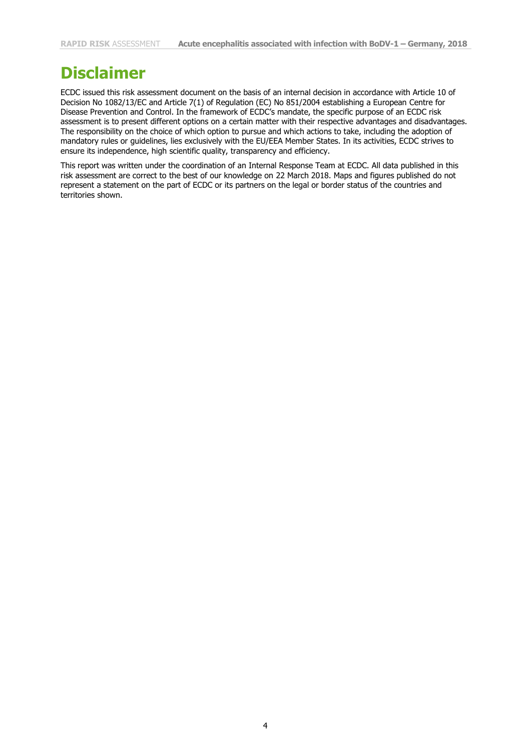# Disclaimer

ECDC issued this risk assessment document on the basis of an internal decision in accordance with Article 10 of Decision No 1082/13/EC and Article 7(1) of Regulation (EC) No 851/2004 establishing a European Centre for Disease Prevention and Control. In the framework of ECDC's mandate, the specific purpose of an ECDC risk assessment is to present different options on a certain matter with their respective advantages and disadvantages. The responsibility on the choice of which option to pursue and which actions to take, including the adoption of mandatory rules or guidelines, lies exclusively with the EU/EEA Member States. In its activities, ECDC strives to ensure its independence, high scientific quality, transparency and efficiency.

This report was written under the coordination of an Internal Response Team at ECDC. All data published in this risk assessment are correct to the best of our knowledge on 22 March 2018. Maps and figures published do not represent a statement on the part of ECDC or its partners on the legal or border status of the countries and territories shown.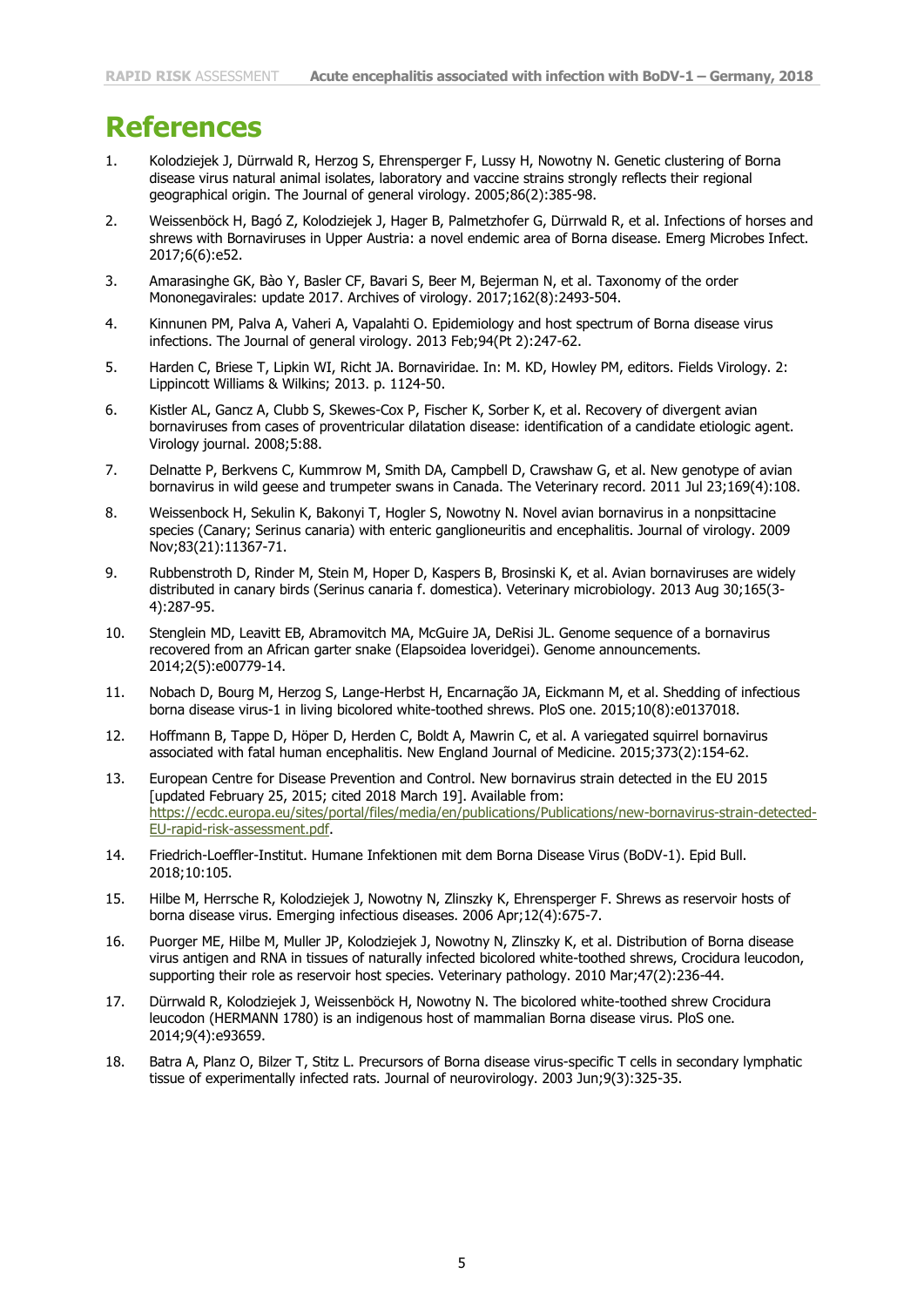# References

1. Kolodziejek J, Dürrwald R, Herzog S, Ehrensperger F, Lussy H, Nowotny N. Genetic clustering of Borna disease virus natural animal isolates, laboratory and vaccine strains strongly reflects their regional geographical origin. The Journal of general virology. 2005;86(2):385-98.
2. Weissenböck H, Bagó Z, Kolodziejek J, Hager B, Palmetzhofer G, Dürrwald R, et al. Infections of horses and shrews with Bornaviruses in Upper Austria: a novel endemic area of Borna disease. Emerg Microbes Infect. 2017;6(6):e52.
3. Amarasinghe GK, Bào Y, Basler CF, Bavari S, Beer M, Bejerman N, et al. Taxonomy of the order Mononegavirales: update 2017. Archives of virology. 2017;162(8):2493-504.
4. Kinnunen PM, Palva A, Vaheri A, Vapalahti O. Epidemiology and host spectrum of Borna disease virus infections. The Journal of general virology. 2013 Feb;94(Pt 2):247-62.
5. Harden C, Briese T, Lipkin WI, Richt JA. Bornaviridae. In: M. KD, Howley PM, editors. Fields Virology. 2: Lippincott Williams & Wilkins; 2013. p. 1124-50.
6. Kistler AL, Gancz A, Clubb S, Skewes-Cox P, Fischer K, Sorber K, et al. Recovery of divergent avian bornaviruses from cases of proventricular dilatation disease: identification of a candidate etiologic agent. Virology journal. 2008;5:88.
7. Delnatte P, Berkvens C, Kummrow M, Smith DA, Campbell D, Crawshaw G, et al. New genotype of avian bornavirus in wild geese and trumpeter swans in Canada. The Veterinary record. 2011 Jul 23;169(4):108.
8. Weissenbock H, Sekulin K, Bakonyi T, Hogler S, Nowotny N. Novel avian bornavirus in a nonpsittacine species (Canary; Serinus canaria) with enteric ganglioneuritis and encephalitis. Journal of virology. 2009 Nov;83(21):11367-71.
9. Rubbenstroth D, Rinder M, Stein M, Hoper D, Kaspers B, Brosinski K, et al. Avian bornaviruses are widely distributed in canary birds (Serinus canaria f. domestica). Veterinary microbiology. 2013 Aug 30;165(3-4):287-95.
10. Stenglein MD, Leavitt EB, Abramovitch MA, McGuire JA, DeRisi JL. Genome sequence of a bornavirus recovered from an African garter snake (Elapsoidea loveridgei). Genome announcements. 2014;2(5):e00779-14.
11. Nobach D, Bourg M, Herzog S, Lange-Herbst H, Encarnação JA, Eickmann M, et al. Shedding of infectious borna disease virus-1 in living bicolored white-toothed shrews. PloS one. 2015;10(8):e0137018.
12. Hoffmann B, Tappe D, Höper D, Herden C, Boldt A, Mawrin C, et al. A variegated squirrel bornavirus associated with fatal human encephalitis. New England Journal of Medicine. 2015;373(2):154-62.
13. European Centre for Disease Prevention and Control. New bornavirus strain detected in the EU 2015 [updated February 25, 2015; cited 2018 March 19]. Available from: https://ecdc.europa.eu/sites/portal/files/media/en/publications/Publications/new-bornavirus-strain-detected-EU-rapid-risk-assessment.pdf.
14. Friedrich-Loeffler-Institut. Humane Infektionen mit dem Borna Disease Virus (BoDV-1). Epid Bull. 2018;10:105.
15. Hilbe M, Herrsche R, Kolodziejek J, Nowotny N, Zlinszky K, Ehrensperger F. Shrews as reservoir hosts of borna disease virus. Emerging infectious diseases. 2006 Apr;12(4):675-7.
16. Puorger ME, Hilbe M, Muller JP, Kolodziejek J, Nowotny N, Zlinszky K, et al. Distribution of Borna disease virus antigen and RNA in tissues of naturally infected bicolored white-toothed shrews, Crocidura leucodon, supporting their role as reservoir host species. Veterinary pathology. 2010 Mar;47(2):236-44.
17. Dürrwald R, Kolodziejek J, Weissenböck H, Nowotny N. The bicolored white-toothed shrew Crocidura leucodon (HERMANN 1780) is an indigenous host of mammalian Borna disease virus. PloS one. 2014;9(4):e93659.
18. Batra A, Planz O, Bilzer T, Stitz L. Precursors of Borna disease virus-specific T cells in secondary lymphatic tissue of experimentally infected rats. Journal of neurovirology. 2003 Jun;9(3):325-35.